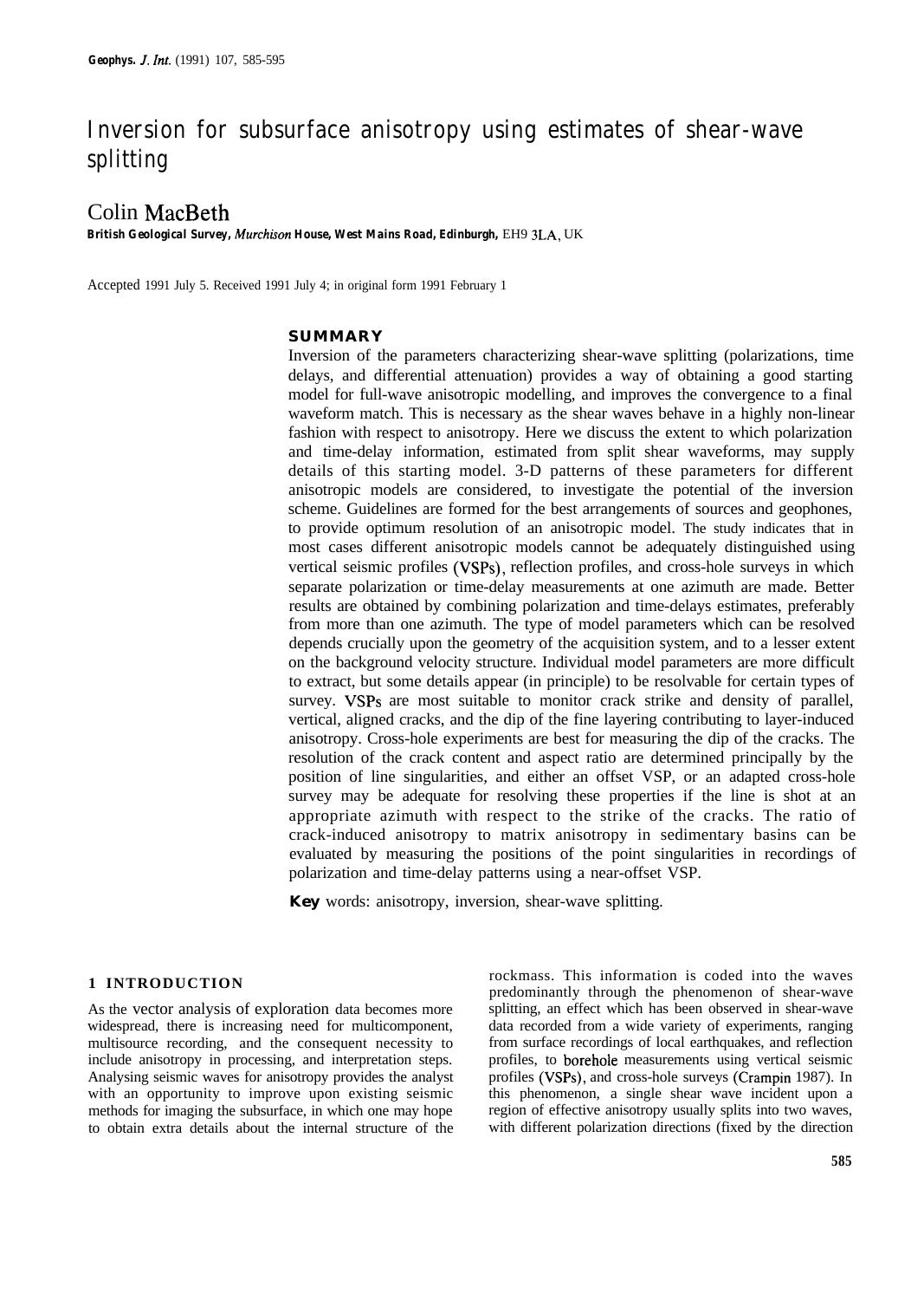# Inversion for subsurface anisotropy using estimates of shear-wave splitting

Colin MacBeth

**British Geological Survey, Murchison House, West Mains Road, Edinburgh, EH9 3LA, UK**

Accepted 1991 July 5. Received 1991 July 4; in original form 1991 February 1

## SUMMARY

Inversion of the parameters characterizing shear-wave splitting (polarizations, time delays, and differential attenuation) provides a way of obtaining a good starting model for full-wave anisotropic modelling, and improves the convergence to a final waveform match. This is necessary as the shear waves behave in a highly non-linear fashion with respect to anisotropy. Here we discuss the extent to which polarization and time-delay information, estimated from split shear waveforms, may supply details of this starting model. 3-D patterns of these parameters for different anisotropic models are considered, to investigate the potential of the inversion scheme. Guidelines are formed for the best arrangements of sources and geophones, to provide optimum resolution of an anisotropic model. The study indicates that in most cases different anisotropic models cannot be adequately distinguished using vertical seismic profiles (VSPs), reflection profiles, and cross-hole surveys in which separate polarization or time-delay measurements at one azimuth are made. Better results are obtained by combining polarization and time-delays estimates, preferably from more than one azimuth. The type of model parameters which can be resolved depends crucially upon the geometry of the acquisition system, and to a lesser extent on the background velocity structure. Individual model parameters are more difficult to extract, but some details appear (in principle) to be resolvable for certain types of survey. VSPs are most suitable to monitor crack strike and density of parallel, vertical, aligned cracks, and the dip of the fine layering contributing to layer-induced anisotropy. Cross-hole experiments are best for measuring the dip of the cracks. The resolution of the crack content and aspect ratio are determined principally by the position of line singularities, and either an offset VSP, or an adapted cross-hole survey may be adequate for resolving these properties if the line is shot at an appropriate azimuth with respect to the strike of the cracks. The ratio of crack-induced anisotropy to matrix anisotropy in sedimentary basins can be evaluated by measuring the positions of the point singularities in recordings of polarization and time-delay patterns using a near-offset VSP.

**Key** words: anisotropy, inversion, shear-wave splitting.

## 1 INTRODUCTION

As the vector analysis of exploration data becomes more widespread, there is increasing need for multicomponent, multisource recording, and the consequent necessity to include anisotropy in processing, and interpretation steps. Analysing seismic waves for anisotropy provides the analyst with an opportunity to improve upon existing seismic methods for imaging the subsurface, in which one may hope to obtain extra details about the internal structure of the rockmass. This information is coded into the waves predominantly through the phenomenon of shear-wave splitting, an effect which has been observed in shear-wave data recorded from a wide variety of experiments, ranging from surface recordings of local earthquakes, and reflection profiles, to borehole measurements using vertical seismic profiles (VSPs), and cross-hole surveys (Crampin 1987). In this phenomenon, a single shear wave incident upon a region of effective anisotropy usually splits into two waves, with different polarization directions (fixed by the direction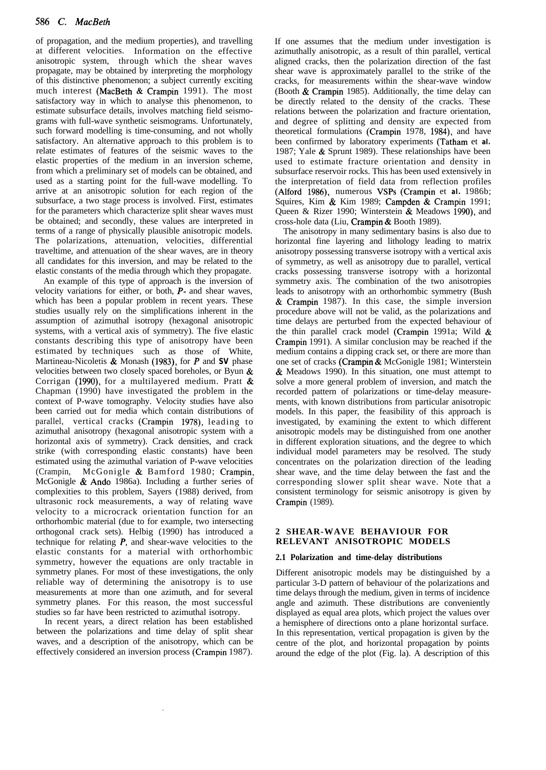of propagation, and the medium properties), and travelling at different velocities. Information on the effective anisotropic system, through which the shear waves propagate, may be obtained by interpreting the morphology of this distinctive phenomenon; a subject currently exciting much interest (MacBeth & Crampin 1991). The most satisfactory way in which to analyse this phenomenon, to estimate subsurface details, involves matching field seismograms with full-wave synthetic seismograms. Unfortunately, such forward modelling is time-consuming, and not wholly satisfactory. An alternative approach to this problem is to relate estimates of features of the seismic waves to the elastic properties of the medium in an inversion scheme, from which a preliminary set of models can be obtained, and used as a starting point for the full-wave modelling. To arrive at an anisotropic solution for each region of the subsurface, a two stage process is involved. First, estimates for the parameters which characterize split shear waves must be obtained; and secondly, these values are interpreted in terms of a range of physically plausible anisotropic models. The polarizations, attenuation, velocities, differential traveltime, and attenuation of the shear waves, are in theory all candidates for this inversion, and may be related to the elastic constants of the media through which they propagate.

An example of this type of approach is the inversion of velocity variations for either, or both, *P*- and shear waves, which has been a popular problem in recent years. These studies usually rely on the simplifications inherent in the assumption of azimuthal isotropy (hexagonal anisotropic systems, with a vertical axis of symmetry). The five elastic constants describing this type of anisotropy have been estimated by techniques such as those of White, Martineau-Nicoletis & Monash (1983), for *P* and **SV** phase velocities between two closely spaced boreholes, or Byun & Corrigan (1990), for a multilayered medium. Pratt & Chapman (1990) have investigated the problem in the context of P-wave tomography. Velocity studies have also been carried out for media which contain distributions of parallel, vertical cracks (Crampin 1978), leading to azimuthal anisotropy (hexagonal anisotropic system with a horizontal axis of symmetry). Crack densities, and crack strike (with corresponding elastic constants) have been estimated using the azimuthal variation of P-wave velocities (Crampin, McGonigle & Bamford 1980; Crampin, McGonigle & Ando 1986a). Including a further series of complexities to this problem, Sayers (1988) derived, from ultrasonic rock measurements, a way of relating wave velocity to a microcrack orientation function for an orthorhombic material (due to for example, two intersecting orthogonal crack sets). Helbig (1990) has introduced a technique for relating *P*, and shear-wave velocities to the elastic constants for a material with orthorhombic symmetry, however the equations are only tractable in symmetry planes. For most of these investigations, the only reliable way of determining the anisotropy is to use measurements at more than one azimuth, and for several symmetry planes. For this reason, the most successful studies so far have been restricted to azimuthal isotropy.

In recent years, a direct relation has been established between the polarizations and time delay of split shear waves, and a description of the anisotropy, which can be effectively considered an inversion process (Crampin 1987). If one assumes that the medium under investigation is azimuthally anisotropic, as a result of thin parallel, vertical aligned cracks, then the polarization direction of the fast shear wave is approximately parallel to the strike of the cracks, for measurements within the shear-wave window (Booth & Crampin 1985). Additionally, the time delay can be directly related to the density of the cracks. These relations between the polarization and fracture orientation, and degree of splitting and density are expected from theoretical formulations (Crampin 1978, 1984), and have been confirmed by laboratory experiments (Tatham et al. 1987; Yale & Sprunt 1989). These relationships have been used to estimate fracture orientation and density in subsurface reservoir rocks. This has been used extensively in the interpretation of field data from reflection profiles (Alford 1986), numerous VSPs (Crampin et al. 1986b; Squires, Kim & Kim 1989; Campden & Crampin 1991; Queen & Rizer 1990; Winterstein & Meadows 1990), and cross-hole data (Liu, Crampin & Booth 1989).

The anisotropy in many sedimentary basins is also due to horizontal fine layering and lithology leading to matrix anisotropy possessing transverse isotropy with a vertical axis of symmetry, as well as anisotropy due to parallel, vertical cracks possessing transverse isotropy with a horizontal symmetry axis. The combination of the two anisotropies leads to anisotropy with an orthorhombic symmetry (Bush & Crampin 1987). In this case, the simple inversion procedure above will not be valid, as the polarizations and time delays are perturbed from the expected behaviour of the thin parallel crack model (Crampin 1991a; Wild & Crampin 1991). A similar conclusion may be reached if the medium contains a dipping crack set, or there are more than one set of cracks (Crampin & McGonigle 1981; Winterstein & Meadows 1990). In this situation, one must attempt to solve a more general problem of inversion, and match the recorded pattern of polarizations or time-delay measurements, with known distributions from particular anisotropic models. In this paper, the feasibility of this approach is investigated, by examining the extent to which different anisotropic models may be distinguished from one another in different exploration situations, and the degree to which individual model parameters may be resolved. The study concentrates on the polarization direction of the leading shear wave, and the time delay between the fast and the corresponding slower split shear wave. Note that a consistent terminology for seismic anisotropy is given by Crampin (1989).

## 2 SHEAR-WAVE BEHAVIOUR FOR RELEVANT ANISOTROPIC MODELS

### 2.1 Polarization and time-delay distributions

Different anisotropic models may be distinguished by a particular 3-D pattern of behaviour of the polarizations and time delays through the medium, given in terms of incidence angle and azimuth. These distributions are conveniently displayed as equal area plots, which project the values over a hemisphere of directions onto a plane horizontal surface. In this representation, vertical propagation is given by the centre of the plot, and horizontal propagation by points around the edge of the plot (Fig. 1a). A description of this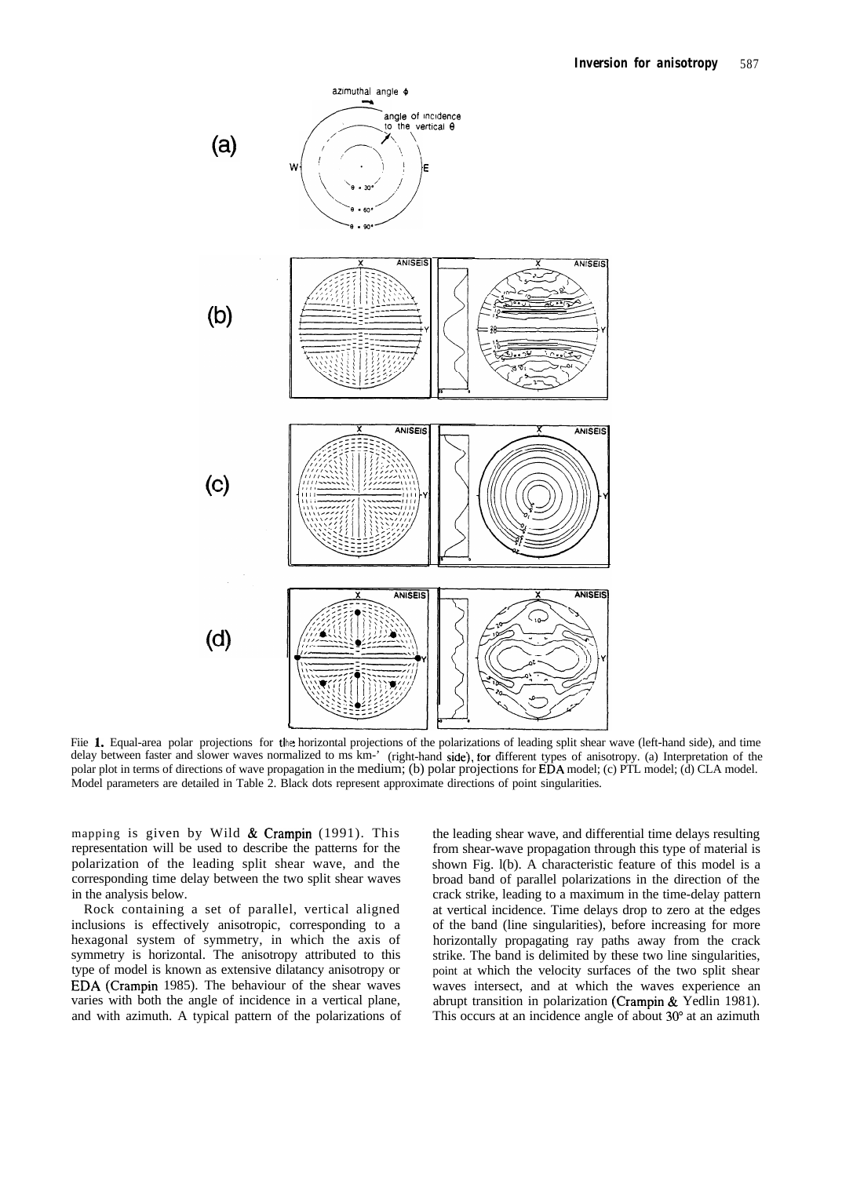Figure 1. Equal-area polar projections for the horizontal projections of the polarizations of leading split shear wave (left-hand side), and time delay between faster and slower waves normalized to ms km$^{-1}$ (right-hand side), for different types of anisotropy. (a) Interpretation of the polar plot in terms of directions of wave propagation in the medium; (b) polar projections for EDA model; (c) PTL model; (d) CLA model. Model parameters are detailed in Table 2. Black dots represent approximate directions of point singularities.

mapping is given by Wild & Crampin (1991). This representation will be used to describe the patterns for the polarization of the leading split shear wave, and the corresponding time delay between the two split shear waves in the analysis below.

Rock containing a set of parallel, vertical aligned inclusions is effectively anisotropic, corresponding to a hexagonal system of symmetry, in which the axis of symmetry is horizontal. The anisotropy attributed to this type of model is known as extensive dilatancy anisotropy or EDA (Crampin 1985). The behaviour of the shear waves varies with both the angle of incidence in a vertical plane, and with azimuth. A typical pattern of the polarizations of the leading shear wave, and differential time delays resulting from shear-wave propagation through this type of material is shown Fig. 1(b). A characteristic feature of this model is a broad band of parallel polarizations in the direction of the crack strike, leading to a maximum in the time-delay pattern at vertical incidence. Time delays drop to zero at the edges of the band (line singularities), before increasing for more horizontally propagating ray paths away from the crack strike. The band is delimited by these two line singularities, point at which the velocity surfaces of the two split shear waves intersect, and at which the waves experience an abrupt transition in polarization (Crampin & Yedlin 1981). This occurs at an incidence angle of about 30° at an azimuth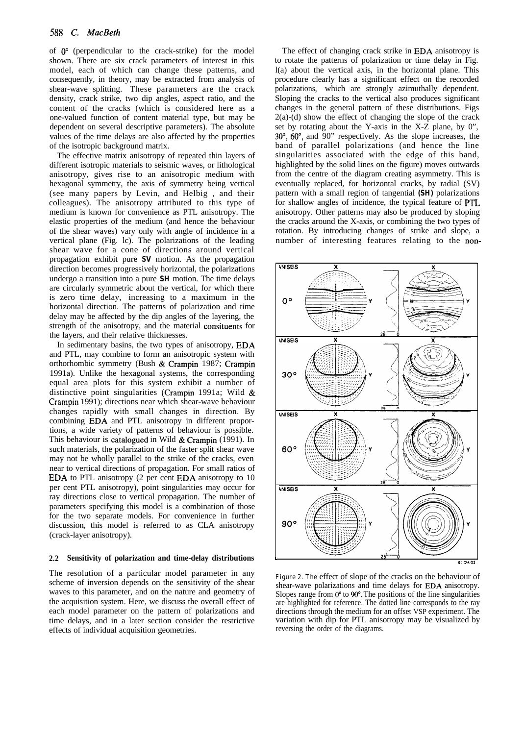of 0° (perpendicular to the crack-strike) for the model shown. There are six crack parameters of interest in this model, each of which can change these patterns, and consequently, in theory, may be extracted from analysis of shear-wave splitting. These parameters are the crack density, crack strike, two dip angles, aspect ratio, and the content of the cracks (which is considered here as a one-valued function of content material type, but may be dependent on several descriptive parameters). The absolute values of the time delays are also affected by the properties of the isotropic background matrix.

The effective matrix anisotropy of repeated thin layers of different isotropic materials to seismic waves, or lithological anisotropy, gives rise to an anisotropic medium with hexagonal symmetry, the axis of symmetry being vertical (see many papers by Levin, and Helbig , and their colleagues). The anisotropy attributed to this type of medium is known for convenience as PTL anisotropy. The elastic properties of the medium (and hence the behaviour of the shear waves) vary only with angle of incidence in a vertical plane (Fig. 1c). The polarizations of the leading shear wave for a cone of directions around vertical propagation exhibit pure **SV** motion. As the propagation direction becomes progressively horizontal, the polarizations undergo a transition into a pure **SH** motion. The time delays are circularly symmetric about the vertical, for which there is zero time delay, increasing to a maximum in the horizontal direction. The patterns of polarization and time delay may be affected by the dip angles of the layering, the strength of the anisotropy, and the material consituents for the layers, and their relative thicknesses.

In sedimentary basins, the two types of anisotropy, EDA and PTL, may combine to form an anisotropic system with orthorhombic symmetry (Bush & Crampin 1987; Crampin 1991a). Unlike the hexagonal systems, the corresponding equal area plots for this system exhibit a number of distinctive point singularities (Crampin 1991a; Wild & Crampin 1991); directions near which shear-wave behaviour changes rapidly with small changes in direction. By combining EDA and PTL anisotropy in different proportions, a wide variety of patterns of behaviour is possible. This behaviour is catalogued in Wild & Crampin (1991). In such materials, the polarization of the faster split shear wave may not be wholly parallel to the strike of the cracks, even near to vertical directions of propagation. For small ratios of EDA to PTL anisotropy (2 per cent EDA anisotropy to 10 per cent PTL anisotropy), point singularities may occur for ray directions close to vertical propagation. The number of parameters specifying this model is a combination of those for the two separate models. For convenience in further discussion, this model is referred to as CLA anisotropy (crack-layer anisotropy).

### 2.2 Sensitivity of polarization and time-delay distributions

The resolution of a particular model parameter in any scheme of inversion depends on the sensitivity of the shear waves to this parameter, and on the nature and geometry of the acquisition system. Here, we discuss the overall effect of each model parameter on the pattern of polarizations and time delays, and in a later section consider the restrictive effects of individual acquisition geometries.

The effect of changing crack strike in EDA anisotropy is to rotate the patterns of polarization or time delay in Fig. 1(a) about the vertical axis, in the horizontal plane. This procedure clearly has a significant effect on the recorded polarizations, which are strongly azimuthally dependent. Sloping the cracks to the vertical also produces significant changes in the general pattern of these distributions. Figs 2(a)-(d) show the effect of changing the slope of the crack set by rotating about the Y-axis in the X-Z plane, by 0°, 30°, 60°, and 90° respectively. As the slope increases, the band of parallel polarizations (and hence the line singularities associated with the edge of this band, highlighted by the solid lines on the figure) moves outwards from the centre of the diagram creating asymmetry. This is eventually replaced, for horizontal cracks, by radial (SV) pattern with a small region of tangential (**SH**) polarizations for shallow angles of incidence, the typical feature of PTL anisotropy. Other patterns may also be produced by sloping the cracks around the X-axis, or combining the two types of rotation. By introducing changes of strike and slope, a number of interesting features relating to the non-

Figure 2. The effect of slope of the cracks on the behaviour of shear-wave polarizations and time delays for EDA anisotropy. Slopes range from 0° to 90°. The positions of the line singularities are highlighted for reference. The dotted line corresponds to the ray directions through the medium for an offset VSP experiment. The variation with dip for PTL anisotropy may be visualized by reversing the order of the diagrams.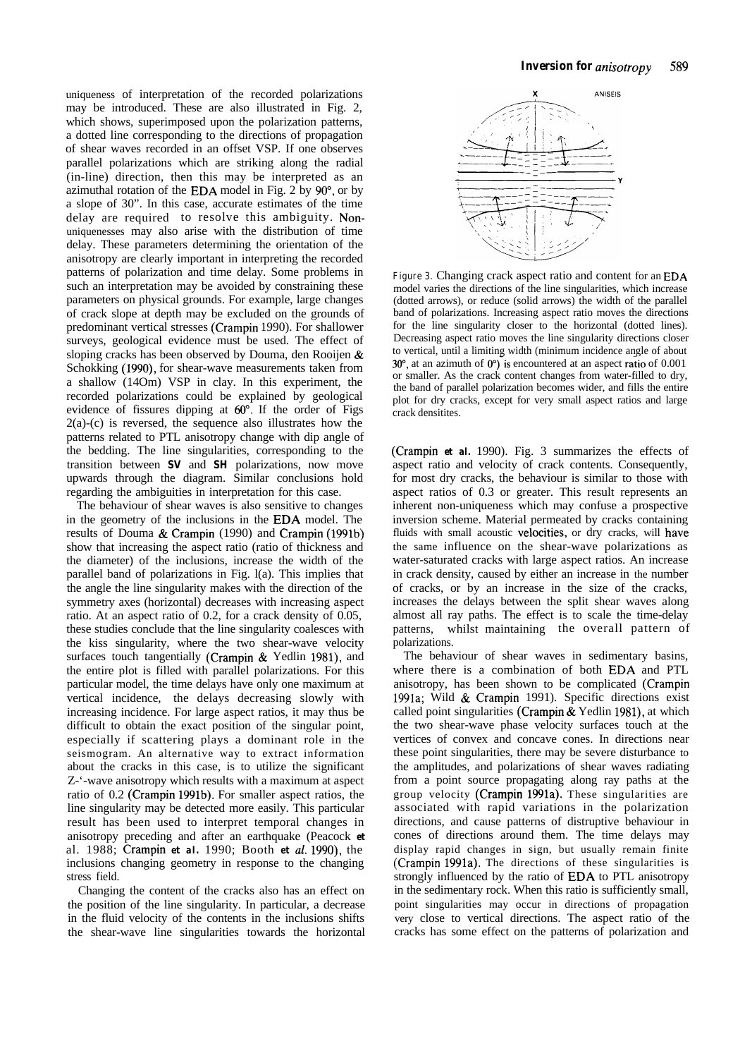uniqueness of interpretation of the recorded polarizations may be introduced. These are also illustrated in Fig. 2, which shows, superimposed upon the polarization patterns, a dotted line corresponding to the directions of propagation of shear waves recorded in an offset VSP. If one observes parallel polarizations which are striking along the radial (in-line) direction, then this may be interpreted as an azimuthal rotation of the EDA model in Fig. 2 by 90°, or by a slope of 30". In this case, accurate estimates of the time delay are required to resolve this ambiguity. Non-uniquenesses may also arise with the distribution of time delay. These parameters determining the orientation of the anisotropy are clearly important in interpreting the recorded patterns of polarization and time delay. Some problems in such an interpretation may be avoided by constraining these parameters on physical grounds. For example, large changes of crack slope at depth may be excluded on the grounds of predominant vertical stresses (Crampin 1990). For shallower surveys, geological evidence must be used. The effect of sloping cracks has been observed by Douma, den Rooijen & Schokking (1990), for shear-wave measurements taken from a shallow (140m) VSP in clay. In this experiment, the recorded polarizations could be explained by geological evidence of fissures dipping at 60°. If the order of Figs 2(a)-(c) is reversed, the sequence also illustrates how the patterns related to PTL anisotropy change with dip angle of the bedding. The line singularities, corresponding to the transition between **SV** and **SH** polarizations, now move upwards through the diagram. Similar conclusions hold regarding the ambiguities in interpretation for this case.

The behaviour of shear waves is also sensitive to changes in the geometry of the inclusions in the EDA model. The results of Douma & Crampin (1990) and Crampin (1991b) show that increasing the aspect ratio (ratio of thickness and the diameter) of the inclusions, increase the width of the parallel band of polarizations in Fig. 1(a). This implies that the angle the line singularity makes with the direction of the symmetry axes (horizontal) decreases with increasing aspect ratio. At an aspect ratio of 0.2, for a crack density of 0.05, these studies conclude that the line singularity coalesces with the kiss singularity, where the two shear-wave velocity surfaces touch tangentially (Crampin & Yedlin 1981), and the entire plot is filled with parallel polarizations. For this particular model, the time delays have only one maximum at vertical incidence, the delays decreasing slowly with increasing incidence. For large aspect ratios, it may thus be difficult to obtain the exact position of the singular point, especially if scattering plays a dominant role in the seismogram. An alternative way to extract information about the cracks in this case, is to utilize the significant Z-'-wave anisotropy which results with a maximum at aspect ratio of 0.2 (Crampin 1991b). For smaller aspect ratios, the line singularity may be detected more easily. This particular result has been used to interpret temporal changes in anisotropy preceding and after an earthquake (Peacock *et* al. 1988; Crampin *et al.* 1990; Booth *et al.* 1990), the inclusions changing geometry in response to the changing stress field.

Changing the content of the cracks also has an effect on the position of the line singularity. In particular, a decrease in the fluid velocity of the contents in the inclusions shifts the shear-wave line singularities towards the horizontal (Crampin *et al.* 1990). Fig. 3 summarizes the effects of aspect ratio and velocity of crack contents. Consequently, for most dry cracks, the behaviour is similar to those with aspect ratios of 0.3 or greater. This result represents an inherent non-uniqueness which may confuse a prospective inversion scheme. Material permeated by cracks containing fluids with small acoustic velocities, or dry cracks, will have the same influence on the shear-wave polarizations as water-saturated cracks with large aspect ratios. An increase in crack density, caused by either an increase in the number of cracks, or by an increase in the size of the cracks, increases the delays between the split shear waves along almost all ray paths. The effect is to scale the time-delay patterns, whilst maintaining the overall pattern of polarizations.

Figure 3. Changing crack aspect ratio and content for an EDA model varies the directions of the line singularities, which increase (dotted arrows), or reduce (solid arrows) the width of the parallel band of polarizations. Increasing aspect ratio moves the directions for the line singularity closer to the horizontal (dotted lines). Decreasing aspect ratio moves the line singularity directions closer to vertical, until a limiting width (minimum incidence angle of about 30°, at an azimuth of 0°) is encountered at an aspect ratio of 0.001 or smaller. As the crack content changes from water-filled to dry, the band of parallel polarization becomes wider, and fills the entire plot for dry cracks, except for very small aspect ratios and large crack densitites.

The behaviour of shear waves in sedimentary basins, where there is a combination of both EDA and PTL anisotropy, has been shown to be complicated (Crampin 1991a; Wild & Crampin 1991). Specific directions exist called point singularities (Crampin & Yedlin 1981), at which the two shear-wave phase velocity surfaces touch at the vertices of convex and concave cones. In directions near these point singularities, there may be severe disturbance to the amplitudes, and polarizations of shear waves radiating from a point source propagating along ray paths at the group velocity (Crampin 1991a). These singularities are associated with rapid variations in the polarization directions, and cause patterns of distruptive behaviour in cones of directions around them. The time delays may display rapid changes in sign, but usually remain finite (Crampin 1991a). The directions of these singularities is strongly influenced by the ratio of EDA to PTL anisotropy in the sedimentary rock. When this ratio is sufficiently small, point singularities may occur in directions of propagation very close to vertical directions. The aspect ratio of the cracks has some effect on the patterns of polarization and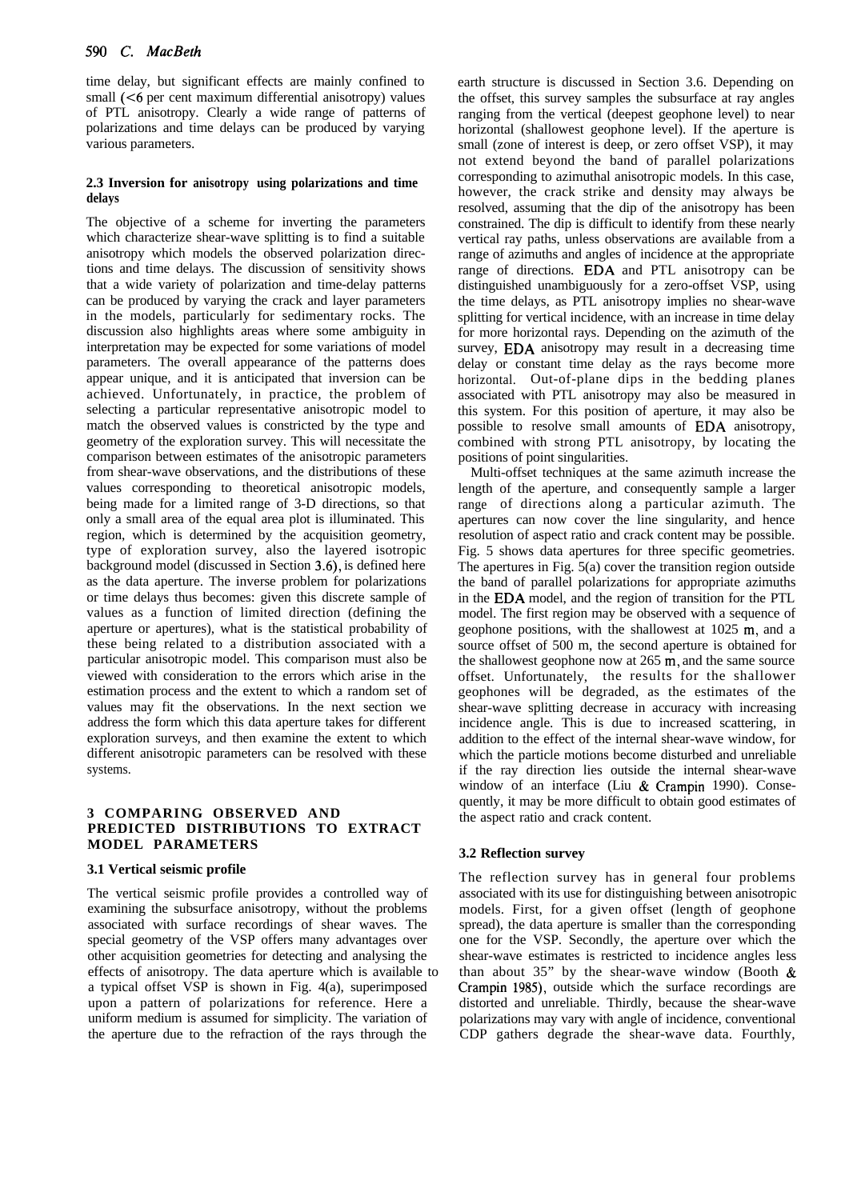time delay, but significant effects are mainly confined to small (<6 per cent maximum differential anisotropy) values of PTL anisotropy. Clearly a wide range of patterns of polarizations and time delays can be produced by varying various parameters.

### 2.3 Inversion for anisotropy using polarizations and time delays

The objective of a scheme for inverting the parameters which characterize shear-wave splitting is to find a suitable anisotropy which models the observed polarization directions and time delays. The discussion of sensitivity shows that a wide variety of polarization and time-delay patterns can be produced by varying the crack and layer parameters in the models, particularly for sedimentary rocks. The discussion also highlights areas where some ambiguity in interpretation may be expected for some variations of model parameters. The overall appearance of the patterns does appear unique, and it is anticipated that inversion can be achieved. Unfortunately, in practice, the problem of selecting a particular representative anisotropic model to match the observed values is constricted by the type and geometry of the exploration survey. This will necessitate the comparison between estimates of the anisotropic parameters from shear-wave observations, and the distributions of these values corresponding to theoretical anisotropic models, being made for a limited range of 3-D directions, so that only a small area of the equal area plot is illuminated. This region, which is determined by the acquisition geometry, type of exploration survey, also the layered isotropic background model (discussed in Section 3.6), is defined here as the data aperture. The inverse problem for polarizations or time delays thus becomes: given this discrete sample of values as a function of limited direction (defining the aperture or apertures), what is the statistical probability of these being related to a distribution associated with a particular anisotropic model. This comparison must also be viewed with consideration to the errors which arise in the estimation process and the extent to which a random set of values may fit the observations. In the next section we address the form which this data aperture takes for different exploration surveys, and then examine the extent to which different anisotropic parameters can be resolved with these systems.

## 3 COMPARING OBSERVED AND PREDICTED DISTRIBUTIONS TO EXTRACT MODEL PARAMETERS

### 3.1 Vertical seismic profile

The vertical seismic profile provides a controlled way of examining the subsurface anisotropy, without the problems associated with surface recordings of shear waves. The special geometry of the VSP offers many advantages over other acquisition geometries for detecting and analysing the effects of anisotropy. The data aperture which is available to a typical offset VSP is shown in Fig. 4(a), superimposed upon a pattern of polarizations for reference. Here a uniform medium is assumed for simplicity. The variation of the aperture due to the refraction of the rays through the earth structure is discussed in Section 3.6. Depending on the offset, this survey samples the subsurface at ray angles ranging from the vertical (deepest geophone level) to near horizontal (shallowest geophone level). If the aperture is small (zone of interest is deep, or zero offset VSP), it may not extend beyond the band of parallel polarizations corresponding to azimuthal anisotropic models. In this case, however, the crack strike and density may always be resolved, assuming that the dip of the anisotropy has been constrained. The dip is difficult to identify from these nearly vertical ray paths, unless observations are available from a range of azimuths and angles of incidence at the appropriate range of directions. EDA and PTL anisotropy can be distinguished unambiguously for a zero-offset VSP, using the time delays, as PTL anisotropy implies no shear-wave splitting for vertical incidence, with an increase in time delay for more horizontal rays. Depending on the azimuth of the survey, EDA anisotropy may result in a decreasing time delay or constant time delay as the rays become more horizontal. Out-of-plane dips in the bedding planes associated with PTL anisotropy may also be measured in this system. For this position of aperture, it may also be possible to resolve small amounts of EDA anisotropy, combined with strong PTL anisotropy, by locating the positions of point singularities.

Multi-offset techniques at the same azimuth increase the length of the aperture, and consequently sample a larger range of directions along a particular azimuth. The apertures can now cover the line singularity, and hence resolution of aspect ratio and crack content may be possible. Fig. 5 shows data apertures for three specific geometries. The apertures in Fig. 5(a) cover the transition region outside the band of parallel polarizations for appropriate azimuths in the EDA model, and the region of transition for the PTL model. The first region may be observed with a sequence of geophone positions, with the shallowest at 1025 m, and a source offset of 500 m, the second aperture is obtained for the shallowest geophone now at 265 m, and the same source offset. Unfortunately, the results for the shallower geophones will be degraded, as the estimates of the shear-wave splitting decrease in accuracy with increasing incidence angle. This is due to increased scattering, in addition to the effect of the internal shear-wave window, for which the particle motions become disturbed and unreliable if the ray direction lies outside the internal shear-wave window of an interface (Liu & Crampin 1990). Consequently, it may be more difficult to obtain good estimates of the aspect ratio and crack content.

### 3.2 Reflection survey

The reflection survey has in general four problems associated with its use for distinguishing between anisotropic models. First, for a given offset (length of geophone spread), the data aperture is smaller than the corresponding one for the VSP. Secondly, the aperture over which the shear-wave estimates is restricted to incidence angles less than about 35° by the shear-wave window (Booth & Crampin 1985), outside which the surface recordings are distorted and unreliable. Thirdly, because the shear-wave polarizations may vary with angle of incidence, conventional CDP gathers degrade the shear-wave data. Fourthly,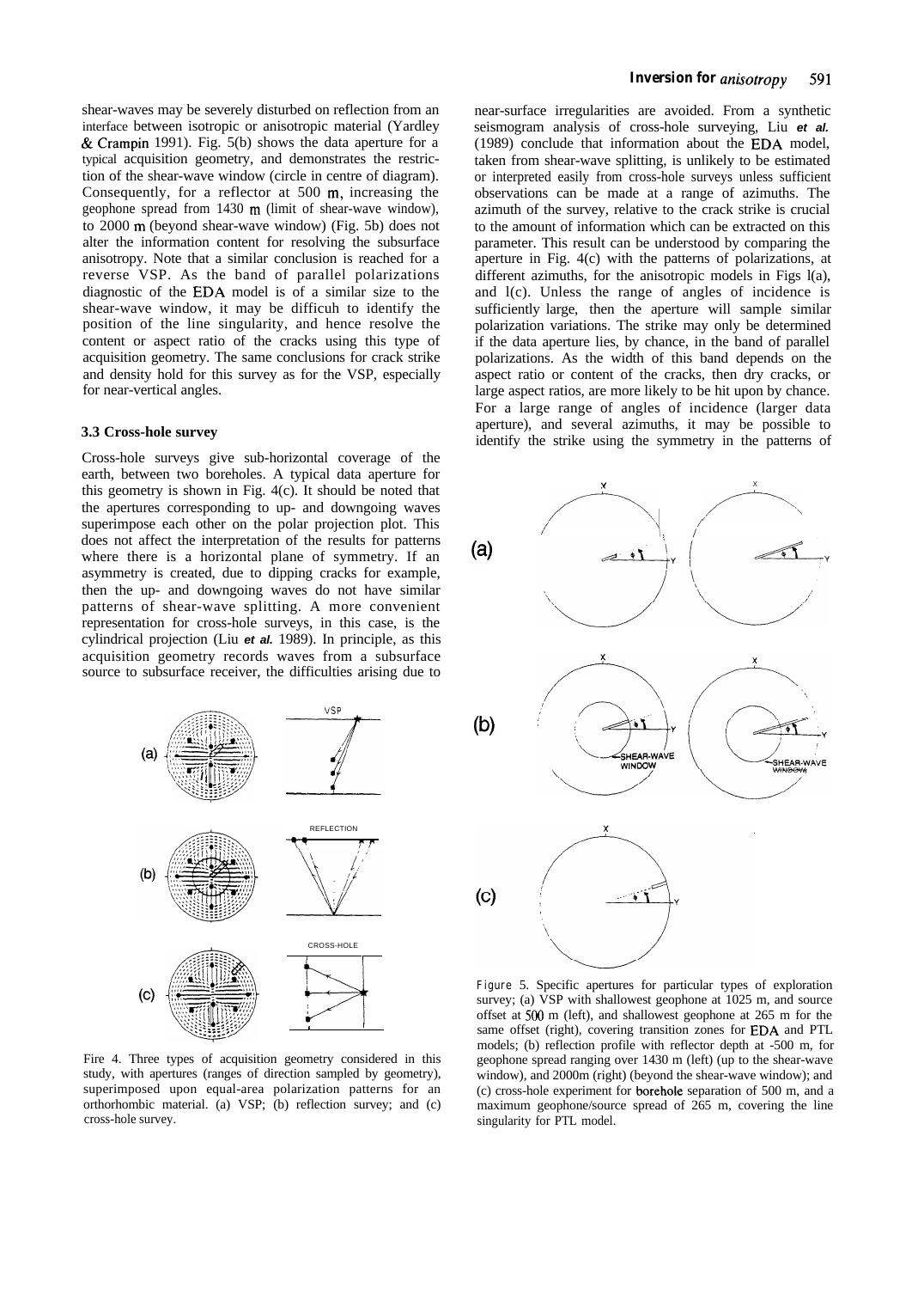shear-waves may be severely disturbed on reflection from an interface between isotropic or anisotropic material (Yardley & Crampin 1991). Fig. 5(b) shows the data aperture for a typical acquisition geometry, and demonstrates the restriction of the shear-wave window (circle in centre of diagram). Consequently, for a reflector at 500 m, increasing the geophone spread from 1430 m (limit of shear-wave window), to 2000 m (beyond shear-wave window) (Fig. 5b) does not alter the information content for resolving the subsurface anisotropy. Note that a similar conclusion is reached for a reverse VSP. As the band of parallel polarizations diagnostic of the EDA model is of a similar size to the shear-wave window, it may be difficuh to identify the position of the line singularity, and hence resolve the content or aspect ratio of the cracks using this type of acquisition geometry. The same conclusions for crack strike and density hold for this survey as for the VSP, especially for near-vertical angles.

### 3.3 Cross-hole survey

Cross-hole surveys give sub-horizontal coverage of the earth, between two boreholes. A typical data aperture for this geometry is shown in Fig. 4(c). It should be noted that the apertures corresponding to up- and downgoing waves superimpose each other on the polar projection plot. This does not affect the interpretation of the results for patterns where there is a horizontal plane of symmetry. If an asymmetry is created, due to dipping cracks for example, then the up- and downgoing waves do not have similar patterns of shear-wave splitting. A more convenient representation for cross-hole surveys, in this case, is the cylindrical projection (Liu *et al.* 1989). In principle, as this acquisition geometry records waves from a subsurface source to subsurface receiver, the difficulties arising due to near-surface irregularities are avoided. From a synthetic seismogram analysis of cross-hole surveying, Liu *et al.* (1989) conclude that information about the EDA model, taken from shear-wave splitting, is unlikely to be estimated or interpreted easily from cross-hole surveys unless sufficient observations can be made at a range of azimuths. The azimuth of the survey, relative to the crack strike is crucial to the amount of information which can be extracted on this parameter. This result can be understood by comparing the aperture in Fig. 4(c) with the patterns of polarizations, at different azimuths, for the anisotropic models in Figs l(a), and l(c). Unless the range of angles of incidence is sufficiently large, then the aperture will sample similar polarization variations. The strike may only be determined if the data aperture lies, by chance, in the band of parallel polarizations. As the width of this band depends on the aspect ratio or content of the cracks, then dry cracks, or large aspect ratios, are more likely to be hit upon by chance. For a large range of angles of incidence (larger data aperture), and several azimuths, it may be possible to identify the strike using the symmetry in the patterns of

Fire 4. Three types of acquisition geometry considered in this study, with apertures (ranges of direction sampled by geometry), superimposed upon equal-area polarization patterns for an orthorhombic material. (a) VSP; (b) reflection survey; and (c) cross-hole survey.

Figure 5. Specific apertures for particular types of exploration survey; (a) VSP with shallowest geophone at 1025 m, and source offset at 500 m (left), and shallowest geophone at 265 m for the same offset (right), covering transition zones for EDA and PTL models; (b) reflection profile with reflector depth at -500 m, for geophone spread ranging over 1430 m (left) (up to the shear-wave window), and 2000m (right) (beyond the shear-wave window); and (c) cross-hole experiment for borehole separation of 500 m, and a maximum geophone/source spread of 265 m, covering the line singularity for PTL model.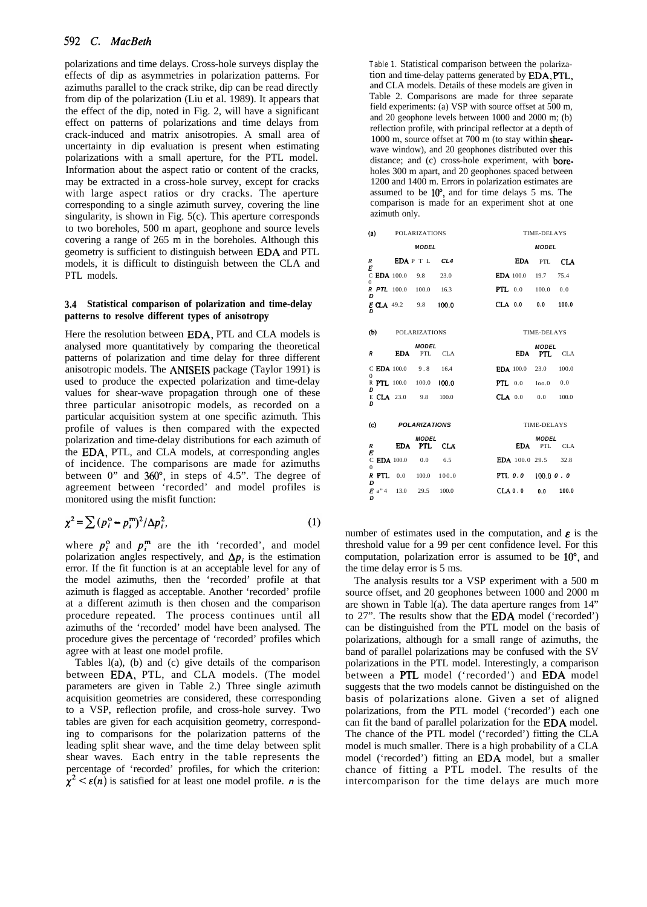polarizations and time delays. Cross-hole surveys display the effects of dip as asymmetries in polarization patterns. For azimuths parallel to the crack strike, dip can be read directly from dip of the polarization (Liu et al. 1989). It appears that the effect of the dip, noted in Fig. 2, will have a significant effect on patterns of polarizations and time delays from crack-induced and matrix anisotropies. A small area of uncertainty in dip evaluation is present when estimating polarizations with a small aperture, for the PTL model. Information about the aspect ratio or content of the cracks, may be extracted in a cross-hole survey, except for cracks with large aspect ratios or dry cracks. The aperture corresponding to a single azimuth survey, covering the line singularity, is shown in Fig. 5(c). This aperture corresponds to two boreholes, 500 m apart, geophone and source levels covering a range of 265 m in the boreholes. Although this geometry is sufficient to distinguish between EDA and PTL models, it is difficult to distinguish between the CLA and PTL models.

### 3.4 Statistical comparison of polarization and time-delay patterns to resolve different types of anisotropy

Here the resolution between EDA, PTL and CLA models is analysed more quantitatively by comparing the theoretical patterns of polarization and time delay for three different anisotropic models. The ANISEIS package (Taylor 1991) is used to produce the expected polarization and time-delay values for shear-wave propagation through one of these three particular anisotropic models, as recorded on a particular acquisition system at one specific azimuth. This profile of values is then compared with the expected polarization and time-delay distributions for each azimuth of the EDA, PTL, and CLA models, at corresponding angles of incidence. The comparisons are made for azimuths between 0° and 360°, in steps of 4.5°. The degree of agreement between 'recorded' and model profiles is monitored using the misfit function:

$$\chi^2 = \sum (p_i^o - p_i^m)^2 / \Delta p_i^2, \tag{1}$$

where $p_i^o$ and $p_i^m$ are the ith 'recorded', and model polarization angles respectively, and $\Delta p_i$ is the estimation error. If the fit function is at an acceptable level for any of the model azimuths, then the 'recorded' profile at that azimuth is flagged as acceptable. Another 'recorded' profile at a different azimuth is then chosen and the comparison procedure repeated. The process continues until all azimuths of the 'recorded' model have been analysed. The procedure gives the percentage of 'recorded' profiles which agree with at least one model profile.

Tables 1(a), (b) and (c) give details of the comparison between EDA, PTL, and CLA models. (The model parameters are given in Table 2.) Three single azimuth acquisition geometries are considered, these corresponding to a VSP, reflection profile, and cross-hole survey. Two tables are given for each acquisition geometry, corresponding to comparisons for the polarization patterns of the leading split shear wave, and the time delay between split shear waves. Each entry in the table represents the percentage of 'recorded' profiles, for which the criterion: $\chi^2 < \varepsilon(n)$ is satisfied for at least one model profile. $n$ is the number of estimates used in the computation, and $\varepsilon$ is the threshold value for a 99 per cent confidence level. For this computation, polarization error is assumed to be 10°, and the time delay error is 5 ms.

The analysis results tor a VSP experiment with a 500 m source offset, and 20 geophones between 1000 and 2000 m are shown in Table 1(a). The data aperture ranges from 14° to 27°. The results show that the EDA model ('recorded') can be distinguished from the PTL model on the basis of polarizations, although for a small range of azimuths, the band of parallel polarizations may be confused with the SV polarizations in the PTL model. Interestingly, a comparison between a PTL model ('recorded') and EDA model suggests that the two models cannot be distinguished on the basis of polarizations alone. Given a set of aligned polarizations, from the PTL model ('recorded') each one can fit the band of parallel polarization for the EDA model. The chance of the PTL model ('recorded') fitting the CLA model is much smaller. There is a high probability of a CLA model ('recorded') fitting an EDA model, but a smaller chance of fitting a PTL model. The results of the intercomparison for the time delays are much more

Table 1. Statistical comparison between the polarization and time-delay patterns generated by EDA, PTL, and CLA models. Details of these models are given in Table 2. Comparisons are made for three separate field experiments: (a) VSP with source offset at 500 m, and 20 geophone levels between 1000 and 2000 m; (b) reflection profile, with principal reflector at a depth of 1000 m, source offset at 700 m (to stay within shear-wave window), and 20 geophones distributed over this distance; and (c) cross-hole experiment, with boreholes 300 m apart, and 20 geophones spaced between 1200 and 1400 m. Errors in polarization estimates are assumed to be 10°, and for time delays 5 ms. The comparison is made for an experiment shot at one azimuth only.

(a)

| RECORDED | POLARIZATIONS MODEL EDA | PTL | CLA | TIME-DELAYS MODEL EDA | PTL | CLA |
|---|---|---|---|---|---|---|
| EDA | 100.0 | 9.8 | 23.0 | 100.0 | 19.7 | 75.4 |
| PTL | 100.0 | 100.0 | 16.3 | 0.0 | 100.0 | 0.0 |
| CLA | 49.2 | 9.8 | 100.0 | 0.0 | 0.0 | 100.0 |

(b)

| RECORDED | POLARIZATIONS MODEL EDA | PTL | CLA | TIME-DELAYS MODEL EDA | PTL | CLA |
|---|---|---|---|---|---|---|
| EDA | 100.0 | 9.8 | 16.4 | 100.0 | 23.0 | 100.0 |
| PTL | 100.0 | 100.0 | 100.0 | 0.0 | 100.0 | 0.0 |
| CLA | 23.0 | 9.8 | 100.0 | 0.0 | 0.0 | 100.0 |

(c)

| RECORDED | POLARIZATIONS MODEL EDA | PTL | CLA | TIME-DELAYS MODEL EDA | PTL | CLA |
|---|---|---|---|---|---|---|
| EDA | 100.0 | 0.0 | 6.5 | 100.0 | 29.5 | 32.8 |
| PTL | 0.0 | 100.0 | 100.0 | 0.0 | 100.0 | 0.0 |
| CLA | 13.0 | 29.5 | 100.0 | 0.0 | 0.0 | 100.0 |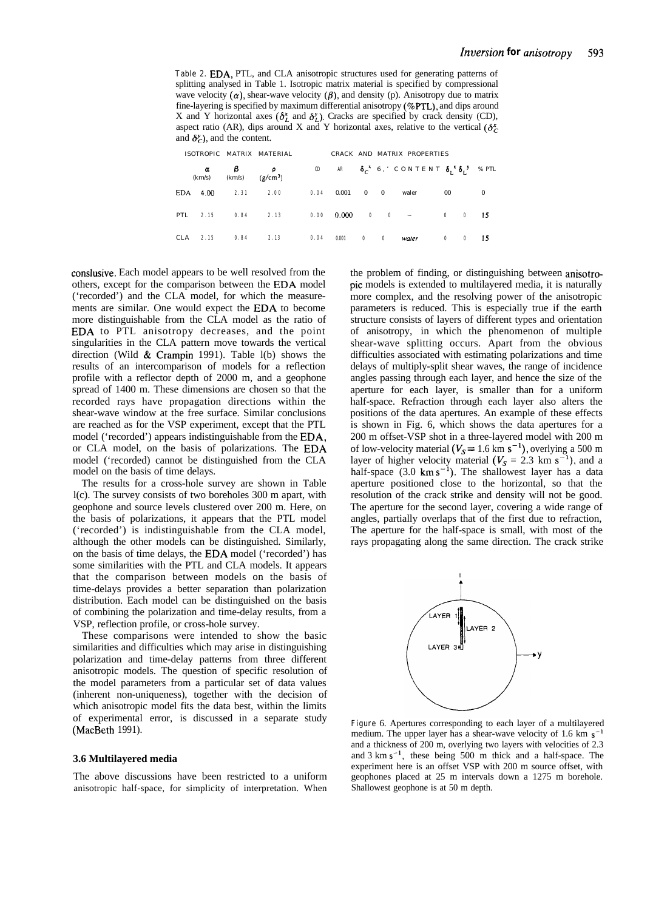Table 2. EDA, PTL, and CLA anisotropic structures used for generating patterns of splitting analysed in Table 1. Isotropic matrix material is specified by compressional wave velocity ($\alpha$), shear-wave velocity ($\beta$), and density (p). Anisotropy due to matrix fine-layering is specified by maximum differential anisotropy (%PTL), and dips around X and Y horizontal axes ($\delta_L^x$ and $\delta_L^y$). Cracks are specified by crack density (CD), aspect ratio (AR), dips around X and Y horizontal axes, relative to the vertical ($\delta_C^x$ and $\delta_C^y$), and the content.

| | ISOTROPIC MATRIX MATERIAL | | | CRACK AND MATRIX PROPERTIES | | | | | | | |
|---|---|---|---|---|---|---|---|---|---|---|---|
| | $\alpha$ (km/s) | $\beta$ (km/s) | $\rho$ (g/cm$^3$) | CD | AR | $\delta_C^x$ | $\delta_C^y$ | CONTENT | $\delta_L^x$ | $\delta_L^y$ | % PTL |
| EDA | 4.00 | 2.31 | 2.00 | 0.04 | 0.001 | 0 | 0 | water | 0 | 0 | 0 |
| PTL | 2.15 | 0.84 | 2.13 | 0.00 | 0.000 | 0 | 0 | -- | 0 | 0 | 15 |
| CLA | 2.15 | 0.84 | 2.13 | 0.04 | 0.001 | 0 | 0 | water | 0 | 0 | 15 |

conslusive. Each model appears to be well resolved from the others, except for the comparison between the EDA model ('recorded') and the CLA model, for which the measurements are similar. One would expect the EDA to become more distinguishable from the CLA model as the ratio of EDA to PTL anisotropy decreases, and the point singularities in the CLA pattern move towards the vertical direction (Wild & Crampin 1991). Table 1(b) shows the results of an intercomparison of models for a reflection profile with a reflector depth of 2000 m, and a geophone spread of 1400 m. These dimensions are chosen so that the recorded rays have propagation directions within the shear-wave window at the free surface. Similar conclusions are reached as for the VSP experiment, except that the PTL model ('recorded') appears indistinguishable from the EDA, or CLA model, on the basis of polarizations. The EDA model ('recorded') cannot be distinguished from the CLA model on the basis of time delays.

The results for a cross-hole survey are shown in Table 1(c). The survey consists of two boreholes 300 m apart, with geophone and source levels clustered over 200 m. Here, on the basis of polarizations, it appears that the PTL model ('recorded') is indistinguishable from the CLA model, although the other models can be distinguished. Similarly, on the basis of time delays, the EDA model ('recorded') has some similarities with the PTL and CLA models. It appears that the comparison between models on the basis of time-delays provides a better separation than polarization distribution. Each model can be distinguished on the basis of combining the polarization and time-delay results, from a VSP, reflection profile, or cross-hole survey.

These comparisons were intended to show the basic similarities and difficulties which may arise in distinguishing polarization and time-delay patterns from three different anisotropic models. The question of specific resolution of the model parameters from a particular set of data values (inherent non-uniqueness), together with the decision of which anisotropic model fits the data best, within the limits of experimental error, is discussed in a separate study (MacBeth 1991).

### 3.6 Multilayered media

The above discussions have been restricted to a uniform anisotropic half-space, for simplicity of interpretation. When the problem of finding, or distinguishing between anisotropic models is extended to multilayered media, it is naturally more complex, and the resolving power of the anisotropic parameters is reduced. This is especially true if the earth structure consists of layers of different types and orientation of anisotropy, in which the phenomenon of multiple shear-wave splitting occurs. Apart from the obvious difficulties associated with estimating polarizations and time delays of multiply-split shear waves, the range of incidence angles passing through each layer, and hence the size of the aperture for each layer, is smaller than for a uniform half-space. Refraction through each layer also alters the positions of the data apertures. An example of these effects is shown in Fig. 6, which shows the data apertures for a 200 m offset-VSP shot in a three-layered model with 200 m of low-velocity material ($V_S = 1.6$ km s$^{-1}$), overlying a 500 m layer of higher velocity material ($V_S = 2.3$ km s$^{-1}$), and a half-space (3.0 km s$^{-1}$). The shallowest layer has a data aperture positioned close to the horizontal, so that the resolution of the crack strike and density will not be good. The aperture for the second layer, covering a wide range of angles, partially overlaps that of the first due to refraction, The aperture for the half-space is small, with most of the rays propagating along the same direction. The crack strike

X
LAYER 1
LAYER 2
LAYER 3
y

Figure 6. Apertures corresponding to each layer of a multilayered medium. The upper layer has a shear-wave velocity of 1.6 km s$^{-1}$ and a thickness of 200 m, overlying two layers with velocities of 2.3 and 3 km s$^{-1}$, these being 500 m thick and a half-space. The experiment here is an offset VSP with 200 m source offset, with geophones placed at 25 m intervals down a 1275 m borehole. Shallowest geophone is at 50 m depth.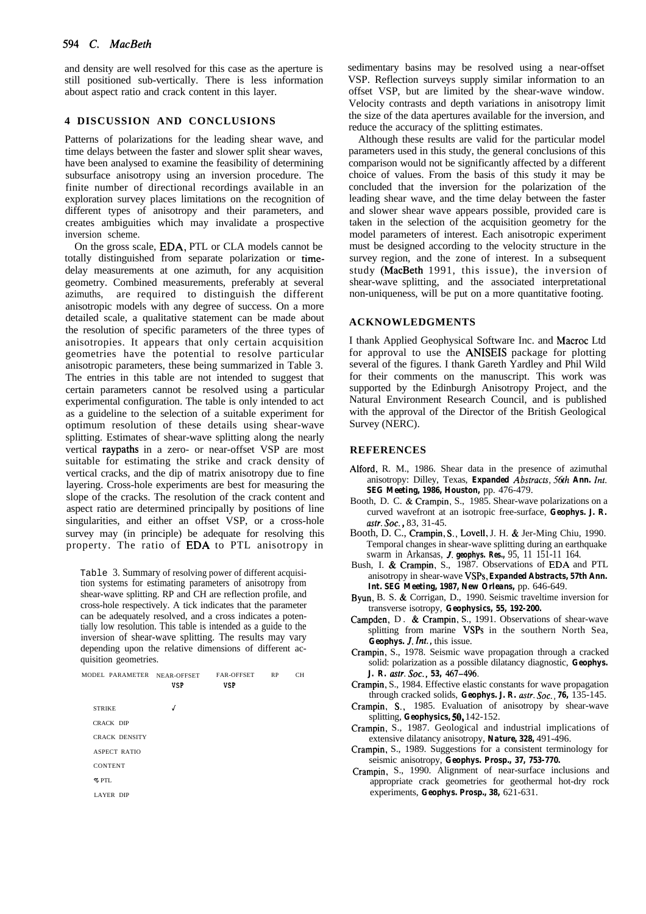and density are well resolved for this case as the aperture is still positioned sub-vertically. There is less information about aspect ratio and crack content in this layer.

## 4 DISCUSSION AND CONCLUSIONS

Patterns of polarizations for the leading shear wave, and time delays between the faster and slower split shear waves, have been analysed to examine the feasibility of determining subsurface anisotropy using an inversion procedure. The finite number of directional recordings available in an exploration survey places limitations on the recognition of different types of anisotropy and their parameters, and creates ambiguities which may invalidate a prospective inversion scheme.

On the gross scale, EDA, PTL or CLA models cannot be totally distinguished from separate polarization or time-delay measurements at one azimuth, for any acquisition geometry. Combined measurements, preferably at several azimuths, are required to distinguish the different anisotropic models with any degree of success. On a more detailed scale, a qualitative statement can be made about the resolution of specific parameters of the three types of anisotropies. It appears that only certain acquisition geometries have the potential to resolve particular anisotropic parameters, these being summarized in Table 3. The entries in this table are not intended to suggest that certain parameters cannot be resolved using a particular experimental configuration. The table is only intended to act as a guideline to the selection of a suitable experiment for optimum resolution of these details using shear-wave splitting. Estimates of shear-wave splitting along the nearly vertical raypaths in a zero- or near-offset VSP are most suitable for estimating the strike and crack density of vertical cracks, and the dip of matrix anisotropy due to fine layering. Cross-hole experiments are best for measuring the slope of the cracks. The resolution of the crack content and aspect ratio are determined principally by positions of line singularities, and either an offset VSP, or a cross-hole survey may (in principle) be adequate for resolving this property. The ratio of EDA to PTL anisotropy in sedimentary basins may be resolved using a near-offset VSP. Reflection surveys supply similar information to an offset VSP, but are limited by the shear-wave window. Velocity contrasts and depth variations in anisotropy limit the size of the data apertures available for the inversion, and reduce the accuracy of the splitting estimates.

Table 3. Summary of resolving power of different acquisition systems for estimating parameters of anisotropy from shear-wave splitting. RP and CH are reflection profile, and cross-hole respectively. A tick indicates that the parameter can be adequately resolved, and a cross indicates a potentially low resolution. This table is intended as a guide to the inversion of shear-wave splitting. The results may vary depending upon the relative dimensions of different acquisition geometries.

| MODEL PARAMETER | NEAR-OFFSET VSP | FAR-OFFSET VSP | RP | CH |
|---|---|---|---|---|
| STRIKE | ✓ | | | |
| CRACK DIP | | | | |
| CRACK DENSITY | | | | |
| ASPECT RATIO | | | | |
| CONTENT | | | | |
| % PTL | | | | |
| LAYER DIP | | | | |

Although these results are valid for the particular model parameters used in this study, the general conclusions of this comparison would not be significantly affected by a different choice of values. From the basis of this study it may be concluded that the inversion for the polarization of the leading shear wave, and the time delay between the faster and slower shear wave appears possible, provided care is taken in the selection of the acquisition geometry for the model parameters of interest. Each anisotropic experiment must be designed according to the velocity structure in the survey region, and the zone of interest. In a subsequent study (MacBeth 1991, this issue), the inversion of shear-wave splitting, and the associated interpretational non-uniqueness, will be put on a more quantitative footing.

## ACKNOWLEDGMENTS

I thank Applied Geophysical Software Inc. and Macroc Ltd for approval to use the ANISEIS package for plotting several of the figures. I thank Gareth Yardley and Phil Wild for their comments on the manuscript. This work was supported by the Edinburgh Anisotropy Project, and the Natural Environment Research Council, and is published with the approval of the Director of the British Geological Survey (NERC).

## REFERENCES

Alford, R. M., 1986. Shear data in the presence of azimuthal anisotropy: Dilley, Texas, **Expanded** *Abstracts, 56th* **Ann.** *Int.* **SEG Meeting, 1986, Houston,** pp. 476-479.

Booth, D. C. & Crampin, S., 1985. Shear-wave polarizations on a curved wavefront at an isotropic free-surface, **Geophys. J. R.** *astr. Soc.*, 83, 31-45.

Booth, D. C., Crampin, S., Lovell, J. H. & Jer-Ming Chiu, 1990. Temporal changes in shear-wave splitting during an earthquake swarm in Arkansas, *J. geophys. Res.*, 95, 11 151-11 164.

Bush, I. & Crampin, S., 1987. Observations of EDA and PTL anisotropy in shear-wave VSPs, **Expanded Abstracts, 57th Ann. Int. SEG Meeting, 1987, New Orleans,** pp. 646-649.

Byun, B. S. & Corrigan, D., 1990. Seismic traveltime inversion for transverse isotropy, **Geophysics, 55, 192-200.**

Campden, D. & Crampin, S., 1991. Observations of shear-wave splitting from marine VSPs in the southern North Sea, **Geophys.** *J. Int.*, this issue.

Crampin, S., 1978. Seismic wave propagation through a cracked solid: polarization as a possible dilatancy diagnostic, **Geophys. J. R.** *astr. Soc.*, **53,** 467-496.

Crampin, S., 1984. Effective elastic constants for wave propagation through cracked solids, **Geophys. J. R.** *astr. Soc.*, **76,** 135-145.

Crampin, S., 1985. Evaluation of anisotropy by shear-wave splitting, **Geophysics, 50,** 142-152.

Crampin, S., 1987. Geological and industrial implications of extensive dilatancy anisotropy, **Nature, 328,** 491-496.

Crampin, S., 1989. Suggestions for a consistent terminology for seismic anisotropy, **Geophys. Prosp., 37, 753-770.**

Crampin, S., 1990. Alignment of near-surface inclusions and appropriate crack geometries for geothermal hot-dry rock experiments, **Geophys. Prosp., 38,** 621-631.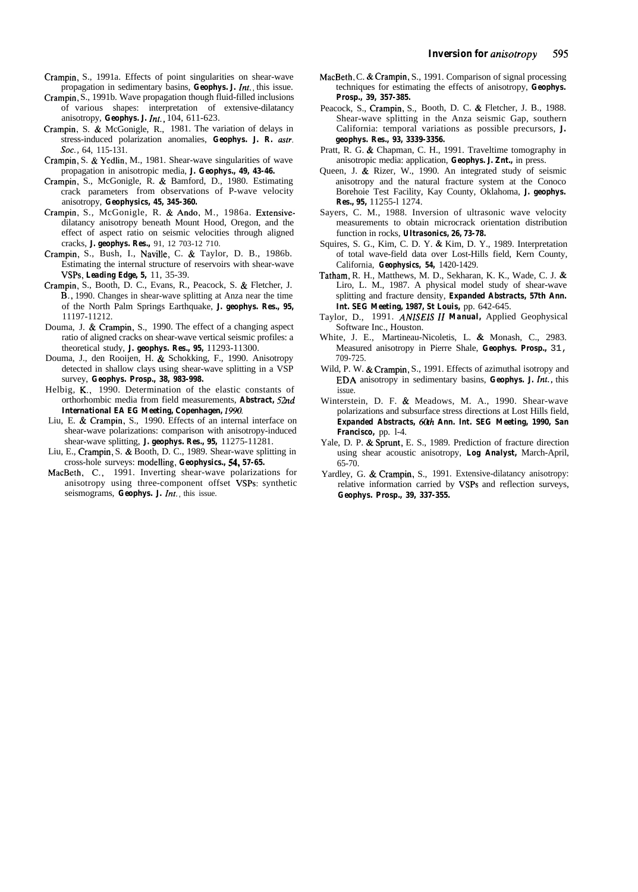Crampin, S., 1991a. Effects of point singularities on shear-wave propagation in sedimentary basins, **Geophys. J.** *Int.*, this issue.

Crampin, S., 1991b. Wave propagation though fluid-filled inclusions of various shapes: interpretation of extensive-dilatancy anisotropy, **Geophys. J.** *Int.*, 104, 611-623.

Crampin, S. & McGonigle, R., 1981. The variation of delays in stress-induced polarization anomalies, **Geophys. J. R.** *astr. Soc.*, 64, 115-131.

Crampin, S. & Yedlin, M., 1981. Shear-wave singularities of wave propagation in anisotropic media, **J. Geophys., 49, 43-46.**

Crampin, S., McGonigle, R. & Bamford, D., 1980. Estimating crack parameters from observations of P-wave velocity anisotropy, **Geophysics, 45, 345-360.**

Crampin, S., McGonigle, R. & Ando, M., 1986a. Extensive-dilatancy anisotropy beneath Mount Hood, Oregon, and the effect of aspect ratio on seismic velocities through aligned cracks, **J. geophys. Res.,** 91, 12 703-12 710.

Crampin, S., Bush, I., Naville, C. & Taylor, D. B., 1986b. Estimating the internal structure of reservoirs with shear-wave VSPs, **Leading Edge, 5,** 11, 35-39.

Crampin, S., Booth, D. C., Evans, R., Peacock, S. & Fletcher, J. B., 1990. Changes in shear-wave splitting at Anza near the time of the North Palm Springs Earthquake, **J. geophys. Res., 95,** 11197-11212.

Douma, J. & Crampin, S., 1990. The effect of a changing aspect ratio of aligned cracks on shear-wave vertical seismic profiles: a theoretical study, **J. geophys. Res., 95,** 11293-11300.

Douma, J., den Rooijen, H. & Schokking, F., 1990. Anisotropy detected in shallow clays using shear-wave splitting in a VSP survey, **Geophys. Prosp., 38, 983-998.**

Helbig, K., 1990. Determination of the elastic constants of orthorhombic media from field measurements, **Abstract,** *52nd* **International EA EG Meeting, Copenhagen,** *1990*.

Liu, E. & Crampin, S., 1990. Effects of an internal interface on shear-wave polarizations: comparison with anisotropy-induced shear-wave splitting, **J. geophys. Res., 95,** 11275-11281.

Liu, E., Crampin, S. & Booth, D. C., 1989. Shear-wave splitting in cross-hole surveys: modelling, **Geophysics., 54, 57-65.**

MacBeth, C., 1991. Inverting shear-wave polarizations for anisotropy using three-component offset VSPs: synthetic seismograms, **Geophys. J.** *Int.*, this issue.

MacBeth, C. & Crampin, S., 1991. Comparison of signal processing techniques for estimating the effects of anisotropy, **Geophys. Prosp., 39, 357-385.**

Peacock, S., Crampin, S., Booth, D. C. & Fletcher, J. B., 1988. Shear-wave splitting in the Anza seismic Gap, southern California: temporal variations as possible precursors, **J. geophys. Res., 93, 3339-3356.**

Pratt, R. G. & Chapman, C. H., 1991. Traveltime tomography in anisotropic media: application, **Geophys. J. Znt.,** in press.

Queen, J. & Rizer, W., 1990. An integrated study of seismic anisotropy and the natural fracture system at the Conoco Borehoie Test Facility, Kay County, Oklahoma, **J. geophys. Res., 95,** 11255-l 1274.

Sayers, C. M., 1988. Inversion of ultrasonic wave velocity measurements to obtain microcrack orientation distribution function in rocks, **Ultrasonics, 26, 73-78.**

Squires, S. G., Kim, C. D. Y. & Kim, D. Y., 1989. Interpretation of total wave-field data over Lost-Hills field, Kern County, California, **Geophysics, 54,** 1420-1429.

Tatham, R. H., Matthews, M. D., Sekharan, K. K., Wade, C. J. & Liro, L. M., 1987. A physical model study of shear-wave splitting and fracture density, **Expanded Abstracts, 57th Ann. Int. SEG Meeting, 1987, St Louis,** pp. 642-645.

Taylor, D., 1991. *ANISEIS II* **Manual,** Applied Geophysical Software Inc., Houston.

White, J. E., Martineau-Nicoletis, L. & Monash, C., 2983. Measured anisotropy in Pierre Shale, **Geophys. Prosp.,** 31, 709-725.

Wild, P. W. & Crampin, S., 1991. Effects of azimuthal isotropy and EDA anisotropy in sedimentary basins, **Geophys. J.** *Int.*, this issue.

Winterstein, D. F. & Meadows, M. A., 1990. Shear-wave polarizations and subsurface stress directions at Lost Hills field, **Expanded Abstracts,** *60th* **Ann. Int. SEG Meeting, 1990, San Francisco,** pp. l-4.

Yale, D. P. & Sprunt, E. S., 1989. Prediction of fracture direction using shear acoustic anisotropy, **Log Analyst,** March-April, 65-70.

Yardley, G. & Crampin, S., 1991. Extensive-dilatancy anisotropy: relative information carried by VSPs and reflection surveys, **Geophys. Prosp., 39, 337-355.**